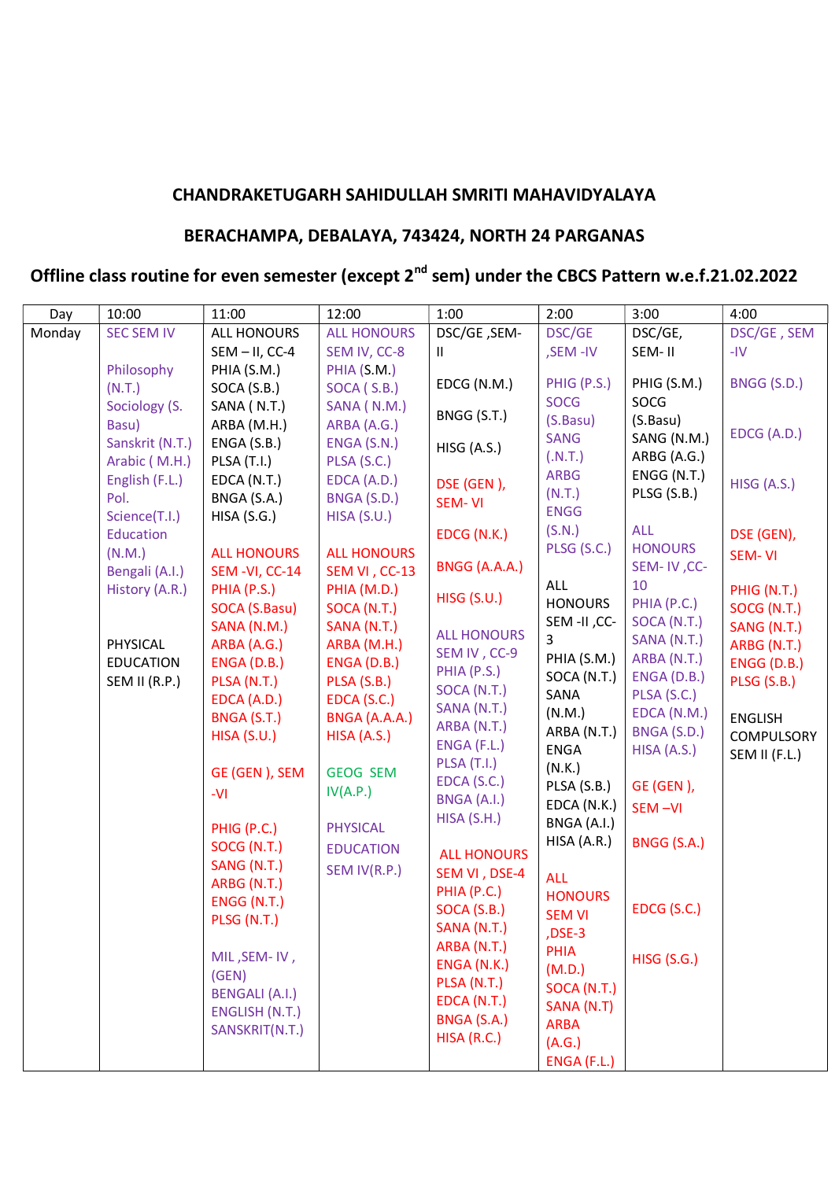**CHANDRAKETUGARH SAHIDULLAH SMRITI MAHAVIDYALAYA**

**BERACHAMPA, DEBALAYA, 743424, NORTH 24 PARGANAS**

**Offline class routine for even semester (except 2nd sem) under the CBCS Pattern w.e.f.21.02.2022**

| Day | 10:00 | 11:00 | 12:00 | 1:00 | 2:00 | 3:00 | 4:00 |
|---|---|---|---|---|---|---|---|
| Monday | SEC SEM IV<br><br>Philosophy (N.T.)<br>Sociology (S. Basu)<br>Sanskrit (N.T.)<br>Arabic ( M.H.)<br>English (F.L.)<br>Pol. Science(T.I.)<br>Education (N.M.)<br>Bengali (A.I.)<br>History (A.R.)<br><br>PHYSICAL EDUCATION SEM II (R.P.) | ALL HONOURS SEM – II, CC-4<br>PHIA (S.M.)<br>SOCA (S.B.)<br>SANA ( N.T.)<br>ARBA (M.H.)<br>ENGA (S.B.)<br>PLSA (T.I.)<br>EDCA (N.T.)<br>BNGA (S.A.)<br>HISA (S.G.)<br><br>ALL HONOURS SEM -VI, CC-14<br>PHIA (P.S.)<br>SOCA (S.Basu)<br>SANA (N.M.)<br>ARBA (A.G.)<br>ENGA (D.B.)<br>PLSA (N.T.)<br>EDCA (A.D.)<br>BNGA (S.T.)<br>HISA (S.U.)<br><br>GE (GEN ), SEM -VI<br><br>PHIG (P.C.)<br>SOCG (N.T.)<br>SANG (N.T.)<br>ARBG (N.T.)<br>ENGG (N.T.)<br>PLSG (N.T.)<br><br>MIL ,SEM- IV , (GEN)<br>BENGALI (A.I.)<br>ENGLISH (N.T.)<br>SANSKRIT(N.T.) | ALL HONOURS SEM IV, CC-8<br>PHIA (S.M.)<br>SOCA ( S.B.)<br>SANA ( N.M.)<br>ARBA (A.G.)<br>ENGA (S.N.)<br>PLSA (S.C.)<br>EDCA (A.D.)<br>BNGA (S.D.)<br>HISA (S.U.)<br><br>ALL HONOURS SEM VI , CC-13<br>PHIA (M.D.)<br>SOCA (N.T.)<br>SANA (N.T.)<br>ARBA (M.H.)<br>ENGA (D.B.)<br>PLSA (S.B.)<br>EDCA (S.C.)<br>BNGA (A.A.A.)<br>HISA (A.S.)<br><br>GEOG SEM IV(A.P.)<br><br>PHYSICAL EDUCATION SEM IV(R.P.) | DSC/GE ,SEM-II<br><br>EDCG (N.M.)<br><br>BNGG (S.T.)<br><br>HISG (A.S.)<br><br>DSE (GEN ), SEM- VI<br><br>EDCG (N.K.)<br><br>BNGG (A.A.A.)<br><br>HISG (S.U.)<br><br>ALL HONOURS SEM IV , CC-9<br>PHIA (P.S.)<br>SOCA (N.T.)<br>SANA (N.T.)<br>ARBA (N.T.)<br>ENGA (F.L.)<br>PLSA (T.I.)<br>EDCA (S.C.)<br>BNGA (A.I.)<br>HISA (S.H.)<br><br>ALL HONOURS SEM VI , DSE-4<br>PHIA (P.C.)<br>SOCA (S.B.)<br>SANA (N.T.)<br>ARBA (N.T.)<br>ENGA (N.K.)<br>PLSA (N.T.)<br>EDCA (N.T.)<br>BNGA (S.A.)<br>HISA (R.C.) | DSC/GE ,SEM -IV<br><br>PHIG (P.S.)<br>SOCG (S.Basu)<br>SANG (.N.T.)<br>ARBG (N.T.)<br>ENGG (S.N.)<br>PLSG (S.C.)<br><br>ALL HONOURS SEM -II ,CC-3<br>PHIA (S.M.)<br>SOCA (N.T.)<br>SANA (N.M.)<br>ARBA (N.T.)<br>ENGA (N.K.)<br>PLSA (S.B.)<br>EDCA (N.K.)<br>BNGA (A.I.)<br>HISA (A.R.)<br><br>ALL HONOURS SEM VI ,DSE-3<br>PHIA (M.D.)<br>SOCA (N.T.)<br>SANA (N.T)<br>ARBA (A.G.)<br>ENGA (F.L.) | DSC/GE, SEM- II<br><br>PHIG (S.M.)<br>SOCG (S.Basu)<br>SANG (N.M.)<br>ARBG (A.G.)<br>ENGG (N.T.)<br>PLSG (S.B.)<br><br>ALL HONOURS SEM- IV ,CC-10<br>PHIA (P.C.)<br>SOCA (N.T.)<br>SANA (N.T.)<br>ARBA (N.T.)<br>ENGA (D.B.)<br>PLSA (S.C.)<br>EDCA (N.M.)<br>BNGA (S.D.)<br>HISA (A.S.)<br><br>GE (GEN ), SEM –VI<br><br>BNGG (S.A.)<br><br>EDCG (S.C.)<br><br>HISG (S.G.) | DSC/GE , SEM -IV<br><br>BNGG (S.D.)<br><br>EDCG (A.D.)<br><br>HISG (A.S.)<br><br>DSE (GEN), SEM- VI<br><br>PHIG (N.T.)<br>SOCG (N.T.)<br>SANG (N.T.)<br>ARBG (N.T.)<br>ENGG (D.B.)<br>PLSG (S.B.)<br><br>ENGLISH COMPULSORY SEM II (F.L.) |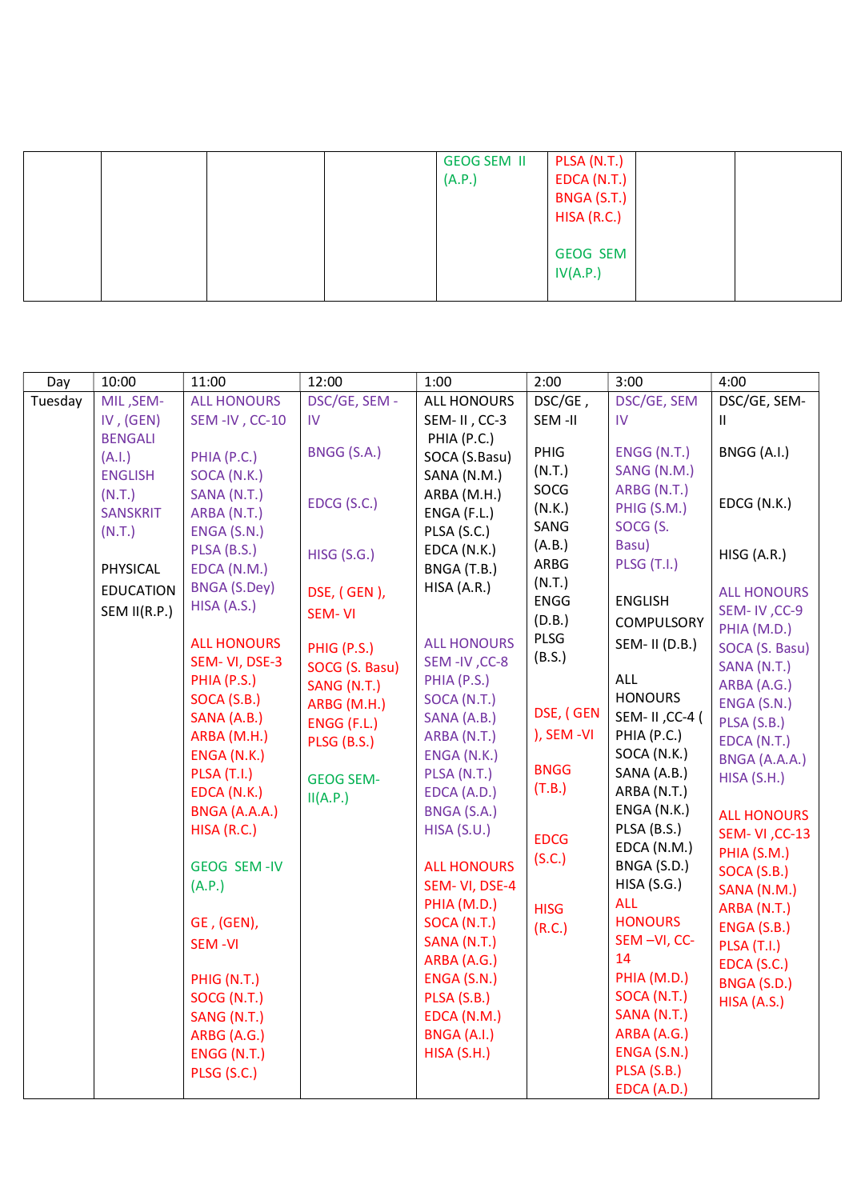| | | | | | | | |
|---|---|---|---|---|---|---|---|
| | | | | GEOG SEM II (A.P.) | PLSA (N.T.)<br>EDCA (N.T.)<br>BNGA (S.T.)<br>HISA (R.C.)<br><br>GEOG SEM IV(A.P.) | | |

| Day | 10:00 | 11:00 | 12:00 | 1:00 | 2:00 | 3:00 | 4:00 |
|---|---|---|---|---|---|---|---|
| Tuesday | MIL ,SEM-IV , (GEN) BENGALI (A.I.)<br>ENGLISH (N.T.)<br>SANSKRIT (N.T.)<br><br>PHYSICAL EDUCATION SEM II(R.P.) | ALL HONOURS SEM -IV , CC-10<br><br>PHIA (P.C.)<br>SOCA (N.K.)<br>SANA (N.T.)<br>ARBA (N.T.)<br>ENGA (S.N.)<br>PLSA (B.S.)<br>EDCA (N.M.)<br>BNGA (S.Dey)<br>HISA (A.S.)<br><br>ALL HONOURS SEM- VI, DSE-3<br>PHIA (P.S.)<br>SOCA (S.B.)<br>SANA (A.B.)<br>ARBA (M.H.)<br>ENGA (N.K.)<br>PLSA (T.I.)<br>EDCA (N.K.)<br>BNGA (A.A.A.)<br>HISA (R.C.)<br><br>GEOG SEM -IV (A.P.)<br><br>GE , (GEN), SEM -VI<br><br>PHIG (N.T.)<br>SOCG (N.T.)<br>SANG (N.T.)<br>ARBG (A.G.)<br>ENGG (N.T.)<br>PLSG (S.C.) | DSC/GE, SEM - IV<br><br>BNGG (S.A.)<br><br>EDCG (S.C.)<br><br>HISG (S.G.)<br><br>DSE, ( GEN ), SEM- VI<br><br>PHIG (P.S.)<br>SOCG (S. Basu)<br>SANG (N.T.)<br>ARBG (M.H.)<br>ENGG (F.L.)<br>PLSG (B.S.)<br><br>GEOG SEM-II(A.P.) | ALL HONOURS SEM- II , CC-3<br>PHIA (P.C.)<br>SOCA (S.Basu)<br>SANA (N.M.)<br>ARBA (M.H.)<br>ENGA (F.L.)<br>PLSA (S.C.)<br>EDCA (N.K.)<br>BNGA (T.B.)<br>HISA (A.R.)<br><br>ALL HONOURS SEM -IV ,CC-8<br>PHIA (P.S.)<br>SOCA (N.T.)<br>SANA (A.B.)<br>ARBA (N.T.)<br>ENGA (N.K.)<br>PLSA (N.T.)<br>EDCA (A.D.)<br>BNGA (S.A.)<br>HISA (S.U.)<br><br>ALL HONOURS SEM- VI, DSE-4<br>PHIA (M.D.)<br>SOCA (N.T.)<br>SANA (N.T.)<br>ARBA (A.G.)<br>ENGA (S.N.)<br>PLSA (S.B.)<br>EDCA (N.M.)<br>BNGA (A.I.)<br>HISA (S.H.) | DSC/GE , SEM -II<br><br>PHIG (N.T.)<br>SOCG (N.K.)<br>SANG (A.B.)<br>ARBG (N.T.)<br>ENGG (D.B.)<br>PLSG (B.S.)<br><br>DSE, ( GEN ), SEM -VI<br><br>BNGG (T.B.)<br><br>EDCG (S.C.)<br><br>HISG (R.C.) | DSC/GE, SEM IV<br><br>ENGG (N.T.)<br>SANG (N.M.)<br>ARBG (N.T.)<br>PHIG (S.M.)<br>SOCG (S. Basu)<br>PLSG (T.I.)<br><br>ENGLISH COMPULSORY SEM- II (D.B.)<br><br>ALL HONOURS SEM- II ,CC-4 (<br>PHIA (P.C.)<br>SOCA (N.K.)<br>SANA (A.B.)<br>ARBA (N.T.)<br>ENGA (N.K.)<br>PLSA (B.S.)<br>EDCA (N.M.)<br>BNGA (S.D.)<br>HISA (S.G.)<br>ALL HONOURS SEM –VI, CC-14<br>PHIA (M.D.)<br>SOCA (N.T.)<br>SANA (N.T.)<br>ARBA (A.G.)<br>ENGA (S.N.)<br>PLSA (S.B.)<br>EDCA (A.D.) | DSC/GE, SEM-II<br><br>BNGG (A.I.)<br><br>EDCG (N.K.)<br><br>HISG (A.R.)<br><br>ALL HONOURS SEM- IV ,CC-9<br>PHIA (M.D.)<br>SOCA (S. Basu)<br>SANA (N.T.)<br>ARBA (A.G.)<br>ENGA (S.N.)<br>PLSA (S.B.)<br>EDCA (N.T.)<br>BNGA (A.A.A.)<br>HISA (S.H.)<br><br>ALL HONOURS SEM- VI ,CC-13<br>PHIA (S.M.)<br>SOCA (S.B.)<br>SANA (N.M.)<br>ARBA (N.T.)<br>ENGA (S.B.)<br>PLSA (T.I.)<br>EDCA (S.C.)<br>BNGA (S.D.)<br>HISA (A.S.) |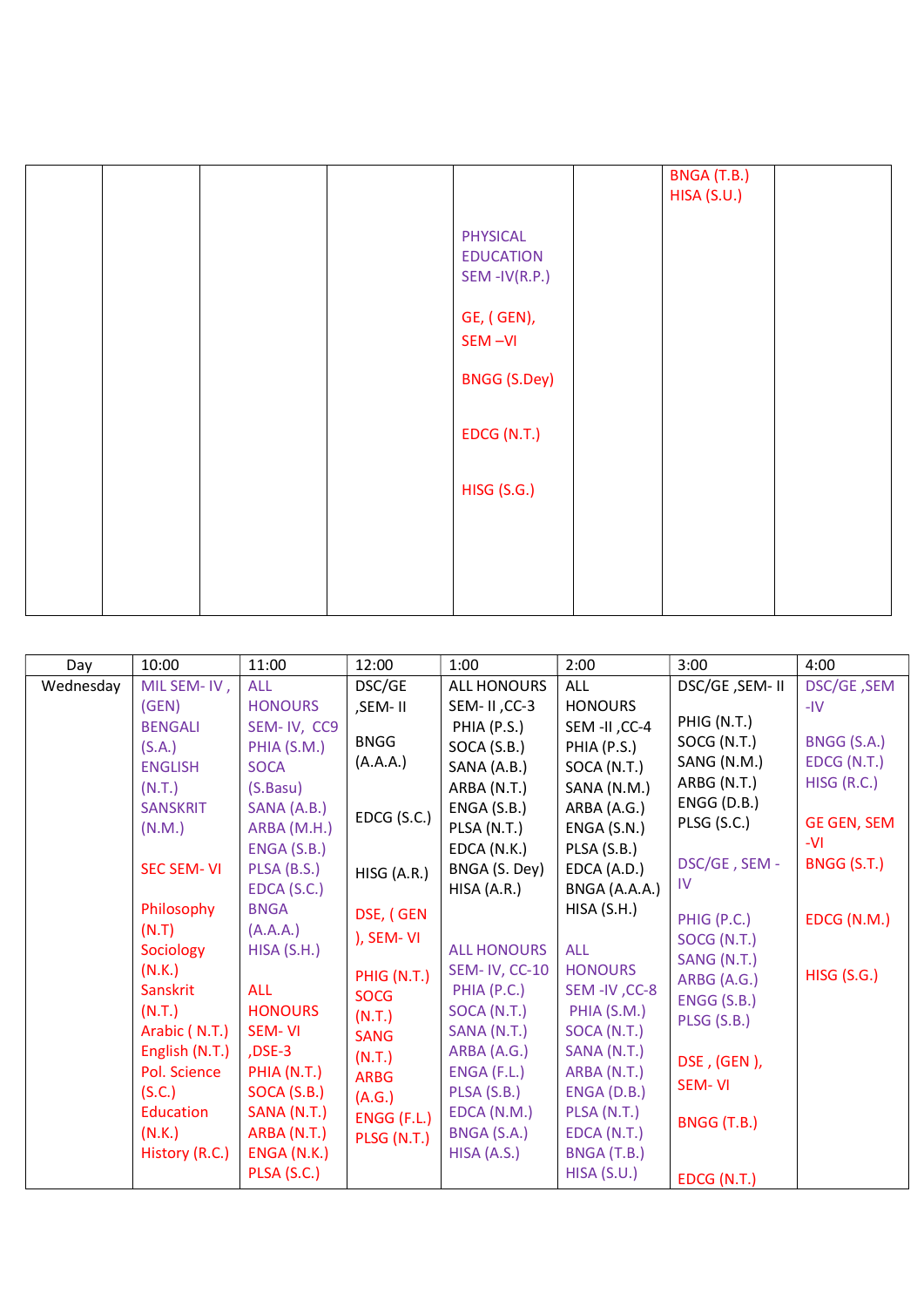| | | | | | | | |
|---|---|---|---|---|---|---|---|
| | | | | PHYSICAL EDUCATION SEM -IV(R.P.) <br><br> GE, ( GEN), SEM –VI <br><br> BNGG (S.Dey) <br><br> EDCG (N.T.) <br><br> HISG (S.G.) | | BNGA (T.B.) <br> HISA (S.U.) | |

| Day | 10:00 | 11:00 | 12:00 | 1:00 | 2:00 | 3:00 | 4:00 |
|---|---|---|---|---|---|---|---|
| Wednesday | MIL SEM- IV , (GEN) <br> BENGALI (S.A.) <br> ENGLISH (N.T.) <br> SANSKRIT (N.M.) <br><br> SEC SEM- VI <br><br> Philosophy (N.T) <br> Sociology (N.K.) <br> Sanskrit (N.T.) <br> Arabic ( N.T.) <br> English (N.T.) <br> Pol. Science (S.C.) <br> Education (N.K.) <br> History (R.C.) | ALL HONOURS SEM- IV, CC9 <br> PHIA (S.M.) <br> SOCA (S.Basu) <br> SANA (A.B.) <br> ARBA (M.H.) <br> ENGA (S.B.) <br> PLSA (B.S.) <br> EDCA (S.C.) <br> BNGA (A.A.A.) <br> HISA (S.H.) <br><br> ALL HONOURS SEM- VI ,DSE-3 <br> PHIA (N.T.) <br> SOCA (S.B.) <br> SANA (N.T.) <br> ARBA (N.T.) <br> ENGA (N.K.) <br> PLSA (S.C.) | DSC/GE ,SEM- II <br><br> BNGG (A.A.A.) <br><br> EDCG (S.C.) <br><br> HISG (A.R.) <br><br> DSE, ( GEN ), SEM- VI <br><br> PHIG (N.T.) <br> SOCG (N.T.) <br> SANG (N.T.) <br> ARBG (A.G.) <br> ENGG (F.L.) <br> PLSG (N.T.) | ALL HONOURS SEM- II ,CC-3 <br> PHIA (P.S.) <br> SOCA (S.B.) <br> SANA (A.B.) <br> ARBA (N.T.) <br> ENGA (S.B.) <br> PLSA (N.T.) <br> EDCA (N.K.) <br> BNGA (S. Dey) <br> HISA (A.R.) <br><br> ALL HONOURS SEM- IV, CC-10 <br> PHIA (P.C.) <br> SOCA (N.T.) <br> SANA (N.T.) <br> ARBA (A.G.) <br> ENGA (F.L.) <br> PLSA (S.B.) <br> EDCA (N.M.) <br> BNGA (S.A.) <br> HISA (A.S.) | ALL HONOURS SEM -II ,CC-4 <br> PHIA (P.S.) <br> SOCA (N.T.) <br> SANA (N.M.) <br> ARBA (A.G.) <br> ENGA (S.N.) <br> PLSA (S.B.) <br> EDCA (A.D.) <br> BNGA (A.A.A.) <br> HISA (S.H.) <br><br> ALL HONOURS SEM -IV ,CC-8 <br> PHIA (S.M.) <br> SOCA (N.T.) <br> SANA (N.T.) <br> ARBA (N.T.) <br> ENGA (D.B.) <br> PLSA (N.T.) <br> EDCA (N.T.) <br> BNGA (T.B.) <br> HISA (S.U.) | DSC/GE ,SEM- II <br><br> PHIG (N.T.) <br> SOCG (N.T.) <br> SANG (N.M.) <br> ARBG (N.T.) <br> ENGG (D.B.) <br> PLSG (S.C.) <br><br> DSC/GE , SEM - IV <br><br> PHIG (P.C.) <br> SOCG (N.T.) <br> SANG (N.T.) <br> ARBG (A.G.) <br> ENGG (S.B.) <br> PLSG (S.B.) <br><br> DSE , (GEN ), SEM- VI <br><br> BNGG (T.B.) <br><br> EDCG (N.T.) | DSC/GE ,SEM -IV <br><br> BNGG (S.A.) <br> EDCG (N.T.) <br> HISG (R.C.) <br><br> GE GEN, SEM -VI <br> BNGG (S.T.) <br><br> EDCG (N.M.) <br><br> HISG (S.G.) |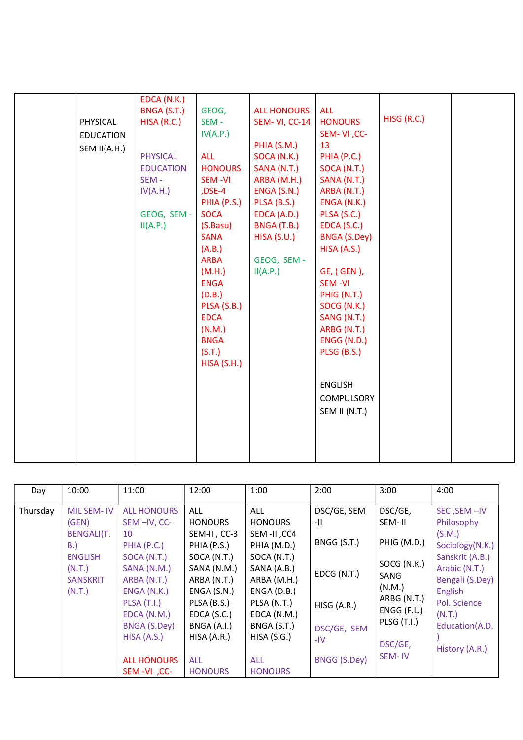| | | | | | | | |
|---|---|---|---|---|---|---|---|
| | PHYSICAL EDUCATION SEM II(A.H.) | EDCA (N.K.) BNGA (S.T.) HISA (R.C.) PHYSICAL EDUCATION SEM - IV(A.H.) GEOG, SEM - II(A.P.) | GEOG, SEM - IV(A.P.) ALL HONOURS SEM -VI ,DSE-4 PHIA (P.S.) SOCA (S.Basu) SANA (A.B.) ARBA (M.H.) ENGA (D.B.) PLSA (S.B.) EDCA (N.M.) BNGA (S.T.) HISA (S.H.) | ALL HONOURS SEM- VI, CC-14 PHIA (S.M.) SOCA (N.K.) SANA (N.T.) ARBA (M.H.) ENGA (S.N.) PLSA (B.S.) EDCA (A.D.) BNGA (T.B.) HISA (S.U.) GEOG, SEM - II(A.P.) | ALL HONOURS SEM- VI ,CC-13 PHIA (P.C.) SOCA (N.T.) SANA (N.T.) ARBA (N.T.) ENGA (N.K.) PLSA (S.C.) EDCA (S.C.) BNGA (S.Dey) HISA (A.S.) GE, ( GEN ), SEM -VI PHIG (N.T.) SOCG (N.K.) SANG (N.T.) ARBG (N.T.) ENGG (N.D.) PLSG (B.S.) ENGLISH COMPULSORY SEM II (N.T.) | HISG (R.C.) | |

| Day | 10:00 | 11:00 | 12:00 | 1:00 | 2:00 | 3:00 | 4:00 |
|---|---|---|---|---|---|---|---|
| Thursday | MIL SEM- IV (GEN) BENGALI(T.B.) ENGLISH (N.T.) SANSKRIT (N.T.) | ALL HONOURS SEM –IV, CC-10 PHIA (P.C.) SOCA (N.T.) SANA (N.M.) ARBA (N.T.) ENGA (N.K.) PLSA (T.I.) EDCA (N.M.) BNGA (S.Dey) HISA (A.S.) ALL HONOURS SEM -VI ,CC- | ALL HONOURS SEM-II , CC-3 PHIA (P.S.) SOCA (N.T.) SANA (N.M.) ARBA (N.T.) ENGA (S.N.) PLSA (B.S.) EDCA (S.C.) BNGA (A.I.) HISA (A.R.) ALL HONOURS | ALL HONOURS SEM -II ,CC4 PHIA (M.D.) SOCA (N.T.) SANA (A.B.) ARBA (M.H.) ENGA (D.B.) PLSA (N.T.) EDCA (N.M.) BNGA (S.T.) HISA (S.G.) ALL HONOURS | DSC/GE, SEM -II BNGG (S.T.) EDCG (N.T.) HISG (A.R.) DSC/GE, SEM -IV BNGG (S.Dey) | DSC/GE, SEM- II PHIG (M.D.) SOCG (N.K.) SANG (N.M.) ARBG (N.T.) ENGG (F.L.) PLSG (T.I.) DSC/GE, SEM- IV | SEC ,SEM –IV Philosophy (S.M.) Sociology(N.K.) Sanskrit (A.B.) Arabic (N.T.) Bengali (S.Dey) English Pol. Science (N.T.) Education(A.D.) History (A.R.) |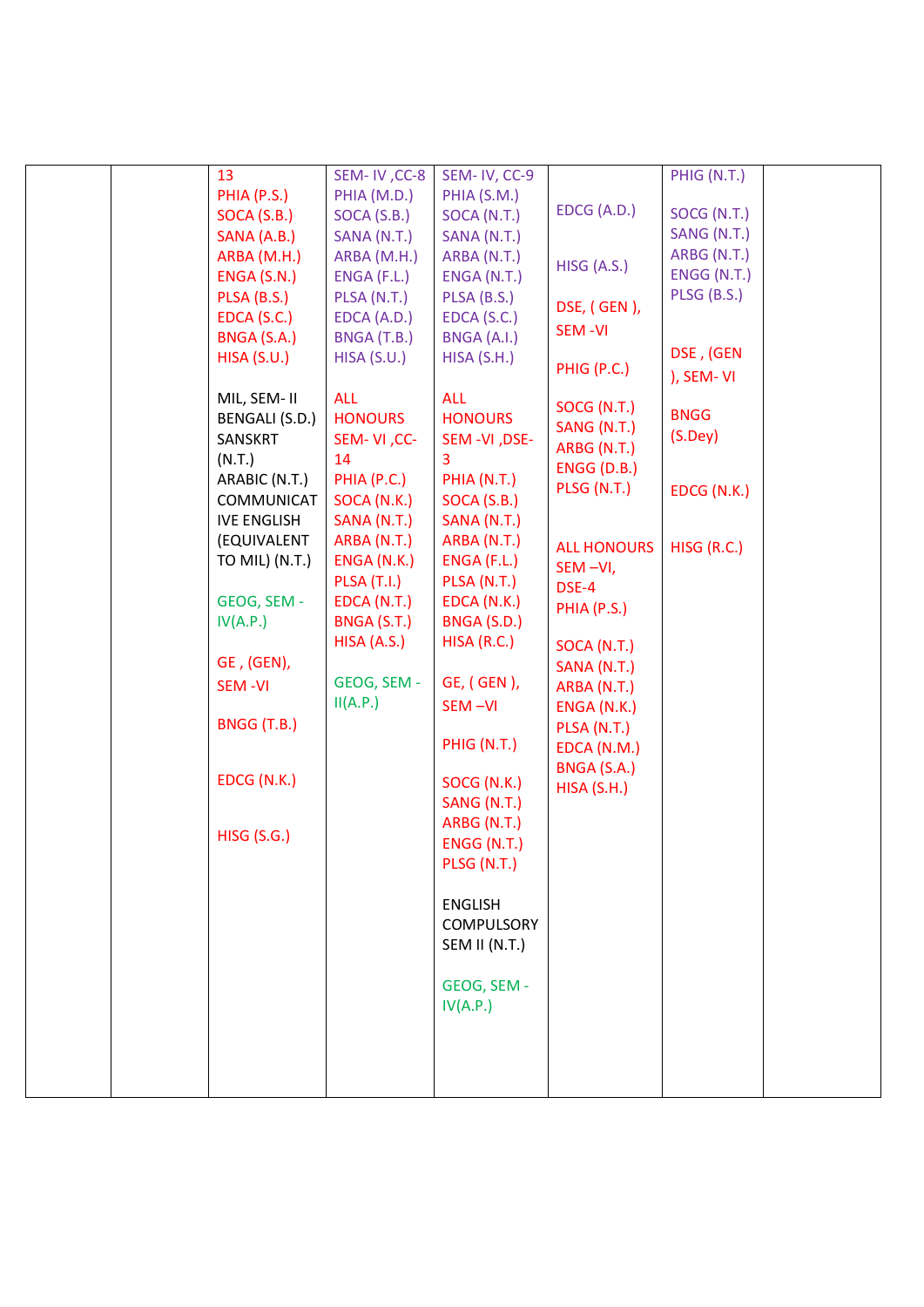|  |  |  |  |  |  |  |  |
|---|---|---|---|---|---|---|---|
|  |  | 13<br>PHIA (P.S.)<br>SOCA (S.B.)<br>SANA (A.B.)<br>ARBA (M.H.)<br>ENGA (S.N.)<br>PLSA (B.S.)<br>EDCA (S.C.)<br>BNGA (S.A.)<br>HISA (S.U.)<br><br>MIL, SEM- II<br>BENGALI (S.D.)<br>SANSKRT (N.T.)<br>ARABIC (N.T.)<br>COMMUNICATIVE ENGLISH (EQUIVALENT TO MIL) (N.T.)<br><br>GEOG, SEM - IV(A.P.)<br><br>GE , (GEN), SEM -VI<br><br>BNGG (T.B.)<br><br>EDCG (N.K.)<br><br>HISG (S.G.) | SEM- IV ,CC-8<br>PHIA (M.D.)<br>SOCA (S.B.)<br>SANA (N.T.)<br>ARBA (M.H.)<br>ENGA (F.L.)<br>PLSA (N.T.)<br>EDCA (A.D.)<br>BNGA (T.B.)<br>HISA (S.U.)<br><br>ALL HONOURS SEM- VI ,CC-14<br>PHIA (P.C.)<br>SOCA (N.K.)<br>SANA (N.T.)<br>ARBA (N.T.)<br>ENGA (N.K.)<br>PLSA (T.I.)<br>EDCA (N.T.)<br>BNGA (S.T.)<br>HISA (A.S.)<br><br>GEOG, SEM - II(A.P.) | SEM- IV, CC-9<br>PHIA (S.M.)<br>SOCA (N.T.)<br>SANA (N.T.)<br>ARBA (N.T.)<br>ENGA (N.T.)<br>PLSA (B.S.)<br>EDCA (S.C.)<br>BNGA (A.I.)<br>HISA (S.H.)<br><br>ALL HONOURS SEM -VI ,DSE-3<br>PHIA (N.T.)<br>SOCA (S.B.)<br>SANA (N.T.)<br>ARBA (N.T.)<br>ENGA (F.L.)<br>PLSA (N.T.)<br>EDCA (N.K.)<br>BNGA (S.D.)<br>HISA (R.C.)<br><br>GE, ( GEN ), SEM –VI<br><br>PHIG (N.T.)<br><br>SOCG (N.K.)<br>SANG (N.T.)<br>ARBG (N.T.)<br>ENGG (N.T.)<br>PLSG (N.T.)<br><br>ENGLISH COMPULSORY SEM II (N.T.)<br><br>GEOG, SEM - IV(A.P.) | EDCG (A.D.)<br><br>HISG (A.S.)<br><br>DSE, ( GEN ), SEM -VI<br><br>PHIG (P.C.)<br><br>SOCG (N.T.)<br>SANG (N.T.)<br>ARBG (N.T.)<br>ENGG (D.B.)<br>PLSG (N.T.)<br><br>ALL HONOURS SEM –VI, DSE-4<br>PHIA (P.S.)<br><br>SOCA (N.T.)<br>SANA (N.T.)<br>ARBA (N.T.)<br>ENGA (N.K.)<br>PLSA (N.T.)<br>EDCA (N.M.)<br>BNGA (S.A.)<br>HISA (S.H.) | PHIG (N.T.)<br><br>SOCG (N.T.)<br>SANG (N.T.)<br>ARBG (N.T.)<br>ENGG (N.T.)<br>PLSG (B.S.)<br><br>DSE , (GEN ), SEM- VI<br><br>BNGG (S.Dey)<br><br>EDCG (N.K.)<br><br>HISG (R.C.) |  |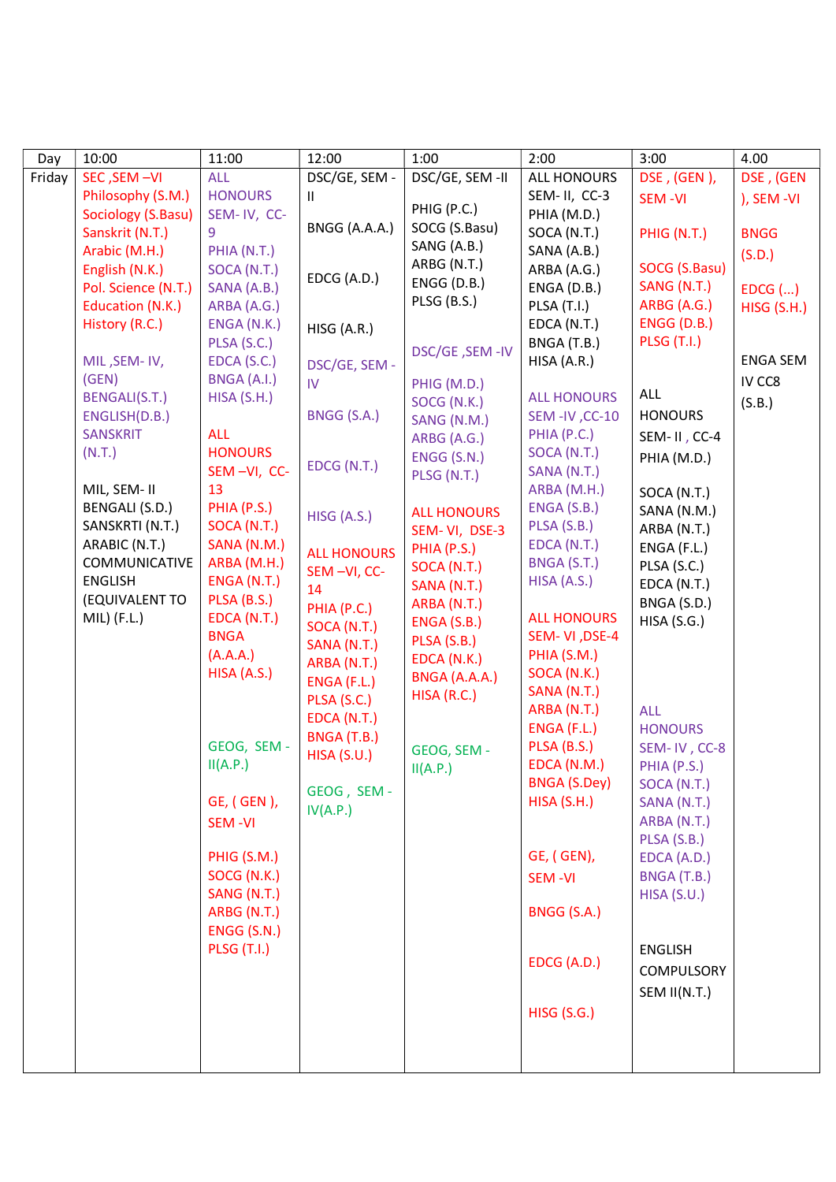| Day | 10:00 | 11:00 | 12:00 | 1:00 | 2:00 | 3:00 | 4.00 |
|---|---|---|---|---|---|---|---|
| Friday | SEC ,SEM –VI<br>Philosophy (S.M.)<br>Sociology (S.Basu)<br>Sanskrit (N.T.)<br>Arabic (M.H.)<br>English (N.K.)<br>Pol. Science (N.T.)<br>Education (N.K.)<br>History (R.C.)<br><br>MIL ,SEM- IV, (GEN)<br>BENGALI(S.T.)<br>ENGLISH(D.B.)<br>SANSKRIT (N.T.)<br><br>MIL, SEM- II<br>BENGALI (S.D.)<br>SANSKRTI (N.T.)<br>ARABIC (N.T.)<br>COMMUNICATIVE ENGLISH (EQUIVALENT TO MIL) (F.L.) | ALL HONOURS SEM- IV, CC-9<br>PHIA (N.T.)<br>SOCA (N.T.)<br>SANA (A.B.)<br>ARBA (A.G.)<br>ENGA (N.K.)<br>PLSA (S.C.)<br>EDCA (S.C.)<br>BNGA (A.I.)<br>HISA (S.H.)<br><br>ALL HONOURS SEM –VI, CC-13<br>PHIA (P.S.)<br>SOCA (N.T.)<br>SANA (N.M.)<br>ARBA (M.H.)<br>ENGA (N.T.)<br>PLSA (B.S.)<br>EDCA (N.T.)<br>BNGA (A.A.A.)<br>HISA (A.S.)<br><br>GEOG, SEM - II(A.P.)<br><br>GE, ( GEN ), SEM -VI<br><br>PHIG (S.M.)<br>SOCG (N.K.)<br>SANG (N.T.)<br>ARBG (N.T.)<br>ENGG (S.N.)<br>PLSG (T.I.) | DSC/GE, SEM - II<br><br>BNGG (A.A.A.)<br><br>EDCG (A.D.)<br><br>HISG (A.R.)<br><br>DSC/GE, SEM - IV<br><br>BNGG (S.A.)<br><br>EDCG (N.T.)<br><br>HISG (A.S.)<br><br>ALL HONOURS SEM –VI, CC-14<br>PHIA (P.C.)<br>SOCA (N.T.)<br>SANA (N.T.)<br>ARBA (N.T.)<br>ENGA (F.L.)<br>PLSA (S.C.)<br>EDCA (N.T.)<br>BNGA (T.B.)<br>HISA (S.U.)<br><br>GEOG , SEM - IV(A.P.) | DSC/GE, SEM -II<br><br>PHIG (P.C.)<br>SOCG (S.Basu)<br>SANG (A.B.)<br>ARBG (N.T.)<br>ENGG (D.B.)<br>PLSG (B.S.)<br><br>DSC/GE ,SEM -IV<br><br>PHIG (M.D.)<br>SOCG (N.K.)<br>SANG (N.M.)<br>ARBG (A.G.)<br>ENGG (S.N.)<br>PLSG (N.T.)<br><br>ALL HONOURS SEM- VI, DSE-3<br>PHIA (P.S.)<br>SOCA (N.T.)<br>SANA (N.T.)<br>ARBA (N.T.)<br>ENGA (S.B.)<br>PLSA (S.B.)<br>EDCA (N.K.)<br>BNGA (A.A.A.)<br>HISA (R.C.)<br><br>GEOG, SEM - II(A.P.) | ALL HONOURS SEM- II, CC-3<br>PHIA (M.D.)<br>SOCA (N.T.)<br>SANA (A.B.)<br>ARBA (A.G.)<br>ENGA (D.B.)<br>PLSA (T.I.)<br>EDCA (N.T.)<br>BNGA (T.B.)<br>HISA (A.R.)<br><br>ALL HONOURS SEM -IV ,CC-10<br>PHIA (P.C.)<br>SOCA (N.T.)<br>SANA (N.T.)<br>ARBA (M.H.)<br>ENGA (S.B.)<br>PLSA (S.B.)<br>EDCA (N.T.)<br>BNGA (S.T.)<br>HISA (A.S.)<br><br>ALL HONOURS SEM- VI ,DSE-4<br>PHIA (S.M.)<br>SOCA (N.K.)<br>SANA (N.T.)<br>ARBA (N.T.)<br>ENGA (F.L.)<br>PLSA (B.S.)<br>EDCA (N.M.)<br>BNGA (S.Dey)<br>HISA (S.H.)<br><br>GE, ( GEN), SEM -VI<br><br>BNGG (S.A.)<br><br>EDCG (A.D.)<br><br>HISG (S.G.) | DSE , (GEN ), SEM -VI<br><br>PHIG (N.T.)<br><br>SOCG (S.Basu)<br>SANG (N.T.)<br>ARBG (A.G.)<br>ENGG (D.B.)<br>PLSG (T.I.)<br><br>ALL HONOURS SEM- II , CC-4<br>PHIA (M.D.)<br><br>SOCA (N.T.)<br>SANA (N.M.)<br>ARBA (N.T.)<br>ENGA (F.L.)<br>PLSA (S.C.)<br>EDCA (N.T.)<br>BNGA (S.D.)<br>HISA (S.G.)<br><br>ALL HONOURS SEM- IV , CC-8<br>PHIA (P.S.)<br>SOCA (N.T.)<br>SANA (N.T.)<br>ARBA (N.T.)<br>PLSA (S.B.)<br>EDCA (A.D.)<br>BNGA (T.B.)<br>HISA (S.U.)<br><br>ENGLISH COMPULSORY SEM II(N.T.) | DSE , (GEN ), SEM -VI<br><br>BNGG (S.D.)<br><br>EDCG (...)<br>HISG (S.H.)<br><br>ENGA SEM IV CC8 (S.B.) |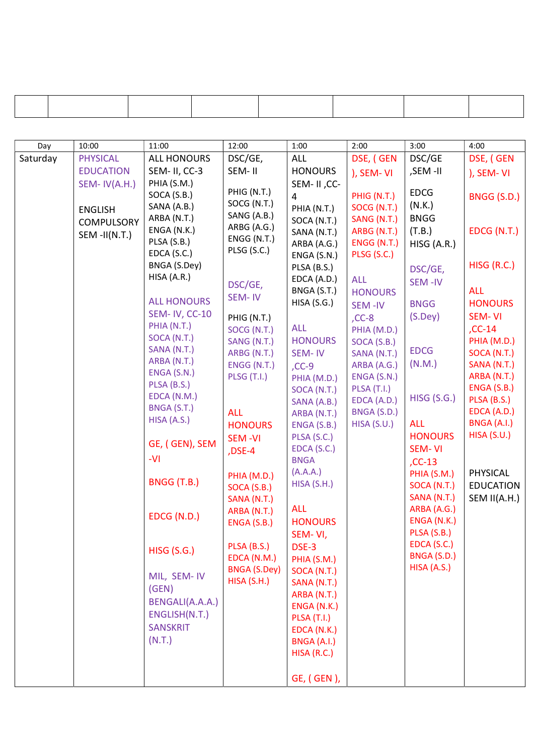| | | | | | | | |
|---|---|---|---|---|---|---|---|
| | | | | | | | |

| Day | 10:00 | 11:00 | 12:00 | 1:00 | 2:00 | 3:00 | 4:00 |
|---|---|---|---|---|---|---|---|
| Saturday | PHYSICAL EDUCATION SEM- IV(A.H.)<br><br>ENGLISH COMPULSORY SEM -II(N.T.) | ALL HONOURS SEM- II, CC-3<br>PHIA (S.M.)<br>SOCA (S.B.)<br>SANA (A.B.)<br>ARBA (N.T.)<br>ENGA (N.K.)<br>PLSA (S.B.)<br>EDCA (S.C.)<br>BNGA (S.Dey)<br>HISA (A.R.)<br><br>ALL HONOURS SEM- IV, CC-10<br>PHIA (N.T.)<br>SOCA (N.T.)<br>SANA (N.T.)<br>ARBA (N.T.)<br>ENGA (S.N.)<br>PLSA (B.S.)<br>EDCA (N.M.)<br>BNGA (S.T.)<br>HISA (A.S.)<br><br>GE, ( GEN), SEM -VI<br><br>BNGG (T.B.)<br><br>EDCG (N.D.)<br><br>HISG (S.G.)<br><br>MIL, SEM- IV (GEN)<br>BENGALI(A.A.A.)<br>ENGLISH(N.T.)<br>SANSKRIT (N.T.) | DSC/GE, SEM- II<br><br>PHIG (N.T.)<br>SOCG (N.T.)<br>SANG (A.B.)<br>ARBG (A.G.)<br>ENGG (N.T.)<br>PLSG (S.C.)<br><br>DSC/GE, SEM- IV<br><br>PHIG (N.T.)<br>SOCG (N.T.)<br>SANG (N.T.)<br>ARBG (N.T.)<br>ENGG (N.T.)<br>PLSG (T.I.)<br><br>ALL HONOURS SEM -VI ,DSE-4<br><br>PHIA (M.D.)<br>SOCA (S.B.)<br>SANA (N.T.)<br>ARBA (N.T.)<br>ENGA (S.B.)<br><br>PLSA (B.S.)<br>EDCA (N.M.)<br>BNGA (S.Dey)<br>HISA (S.H.) | ALL HONOURS SEM- II ,CC-4<br>PHIA (N.T.)<br>SOCA (N.T.)<br>SANA (N.T.)<br>ARBA (A.G.)<br>ENGA (S.N.)<br>PLSA (B.S.)<br>EDCA (A.D.)<br>BNGA (S.T.)<br>HISA (S.G.)<br><br>ALL HONOURS SEM- IV ,CC-9<br>PHIA (M.D.)<br>SOCA (N.T.)<br>SANA (A.B.)<br>ARBA (N.T.)<br>ENGA (S.B.)<br>PLSA (S.C.)<br>EDCA (S.C.)<br>BNGA (A.A.A.)<br>HISA (S.H.)<br><br>ALL HONOURS SEM- VI, DSE-3<br>PHIA (S.M.)<br>SOCA (N.T.)<br>SANA (N.T.)<br>ARBA (N.T.)<br>ENGA (N.K.)<br>PLSA (T.I.)<br>EDCA (N.K.)<br>BNGA (A.I.)<br>HISA (R.C.)<br><br>GE, ( GEN ), | DSE, ( GEN ), SEM- VI<br><br>PHIG (N.T.)<br>SOCG (N.T.)<br>SANG (N.T.)<br>ARBG (N.T.)<br>ENGG (N.T.)<br>PLSG (S.C.)<br><br>ALL HONOURS SEM -IV ,CC-8<br>PHIA (M.D.)<br>SOCA (S.B.)<br>SANA (N.T.)<br>ARBA (A.G.)<br>ENGA (S.N.)<br>PLSA (T.I.)<br>EDCA (A.D.)<br>BNGA (S.D.)<br>HISA (S.U.) | DSC/GE ,SEM -II<br><br>EDCG (N.K.)<br>BNGG (T.B.)<br>HISG (A.R.)<br><br>DSC/GE, SEM -IV<br><br>BNGG (S.Dey)<br><br>EDCG (N.M.)<br><br>HISG (S.G.)<br><br>ALL HONOURS SEM- VI ,CC-13<br>PHIA (S.M.)<br>SOCA (N.T.)<br>SANA (N.T.)<br>ARBA (A.G.)<br>ENGA (N.K.)<br>PLSA (S.B.)<br>EDCA (S.C.)<br>BNGA (S.D.)<br>HISA (A.S.) | DSE, ( GEN ), SEM- VI<br><br>BNGG (S.D.)<br><br>EDCG (N.T.)<br><br>HISG (R.C.)<br><br>ALL HONOURS SEM- VI ,CC-14<br>PHIA (M.D.)<br>SOCA (N.T.)<br>SANA (N.T.)<br>ARBA (N.T.)<br>ENGA (S.B.)<br>PLSA (B.S.)<br>EDCA (A.D.)<br>BNGA (A.I.)<br>HISA (S.U.)<br><br>PHYSICAL EDUCATION SEM II(A.H.) |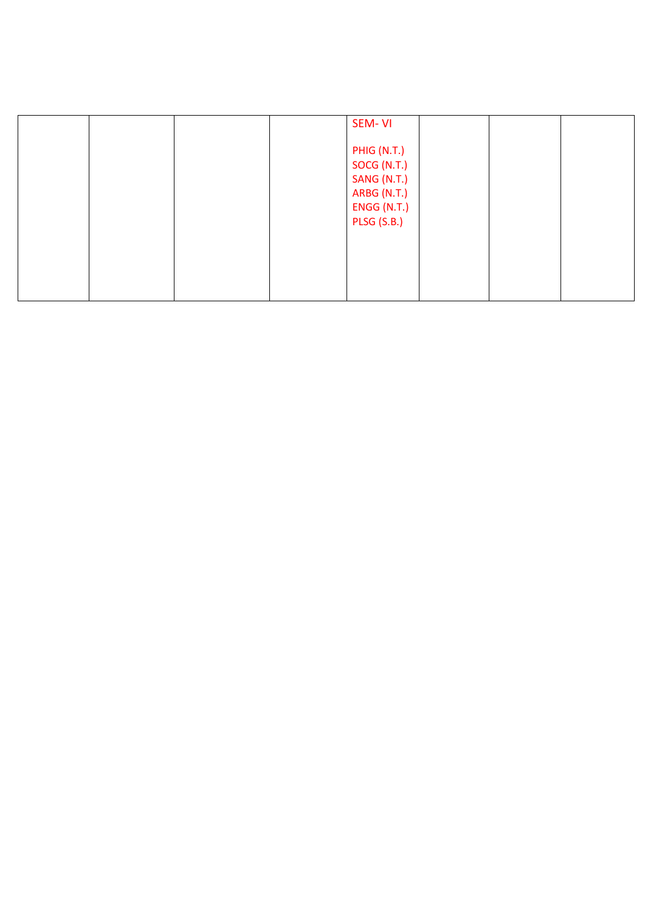| | | | | | | | |
|---|---|---|---|---|---|---|---|
| | | | | SEM- VI<br><br>PHIG (N.T.)<br>SOCG (N.T.)<br>SANG (N.T.)<br>ARBG (N.T.)<br>ENGG (N.T.)<br>PLSG (S.B.) | | | |